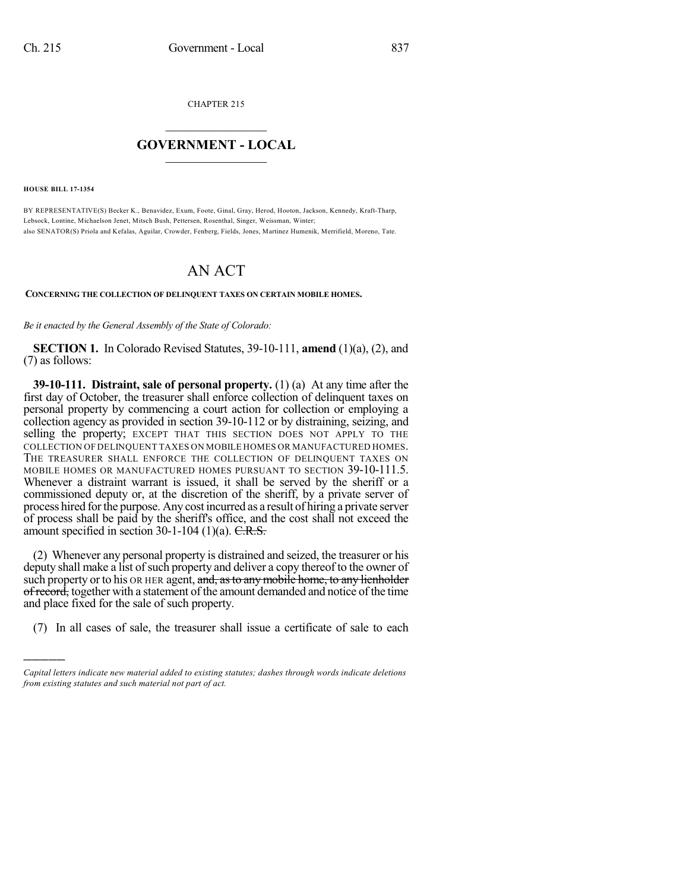CHAPTER 215

# GOVERNMENT - LOCAL

**HOUSE BILL 17-1354**

BY REPRESENTATIVE(S) Becker K., Benavidez, Exum, Foote, Ginal, Gray, Herod, Hooton, Jackson, Kennedy, Kraft-Tharp, Lebsock, Lontine, Michaelson Jenet, Mitsch Bush, Pettersen, Rosenthal, Singer, Weissman, Winter;
also SENATOR(S) Priola and Kefalas, Aguilar, Crowder, Fenberg, Fields, Jones, Martinez Humenik, Merrifield, Moreno, Tate.

# AN ACT

**CONCERNING THE COLLECTION OF DELINQUENT TAXES ON CERTAIN MOBILE HOMES.**

*Be it enacted by the General Assembly of the State of Colorado:*

**SECTION 1.** In Colorado Revised Statutes, 39-10-111, **amend** (1)(a), (2), and (7) as follows:

**39-10-111. Distraint, sale of personal property.** (1) (a) At any time after the first day of October, the treasurer shall enforce collection of delinquent taxes on personal property by commencing a court action for collection or employing a collection agency as provided in section 39-10-112 or by distraining, seizing, and selling the property; EXCEPT THAT THIS SECTION DOES NOT APPLY TO THE COLLECTION OF DELINQUENT TAXES ON MOBILE HOMES OR MANUFACTURED HOMES. THE TREASURER SHALL ENFORCE THE COLLECTION OF DELINQUENT TAXES ON MOBILE HOMES OR MANUFACTURED HOMES PURSUANT TO SECTION 39-10-111.5. Whenever a distraint warrant is issued, it shall be served by the sheriff or a commissioned deputy or, at the discretion of the sheriff, by a private server of process hired for the purpose. Any cost incurred as a result of hiring a private server of process shall be paid by the sheriff's office, and the cost shall not exceed the amount specified in section 30-1-104 (1)(a). ~~C.R.S.~~

(2) Whenever any personal property is distrained and seized, the treasurer or his deputy shall make a list of such property and deliver a copy thereof to the owner of such property or to his OR HER agent, ~~and, as to any mobile home, to any lienholder of record,~~ together with a statement of the amount demanded and notice of the time and place fixed for the sale of such property.

(7) In all cases of sale, the treasurer shall issue a certificate of sale to each

*Capital letters indicate new material added to existing statutes; dashes through words indicate deletions from existing statutes and such material not part of act.*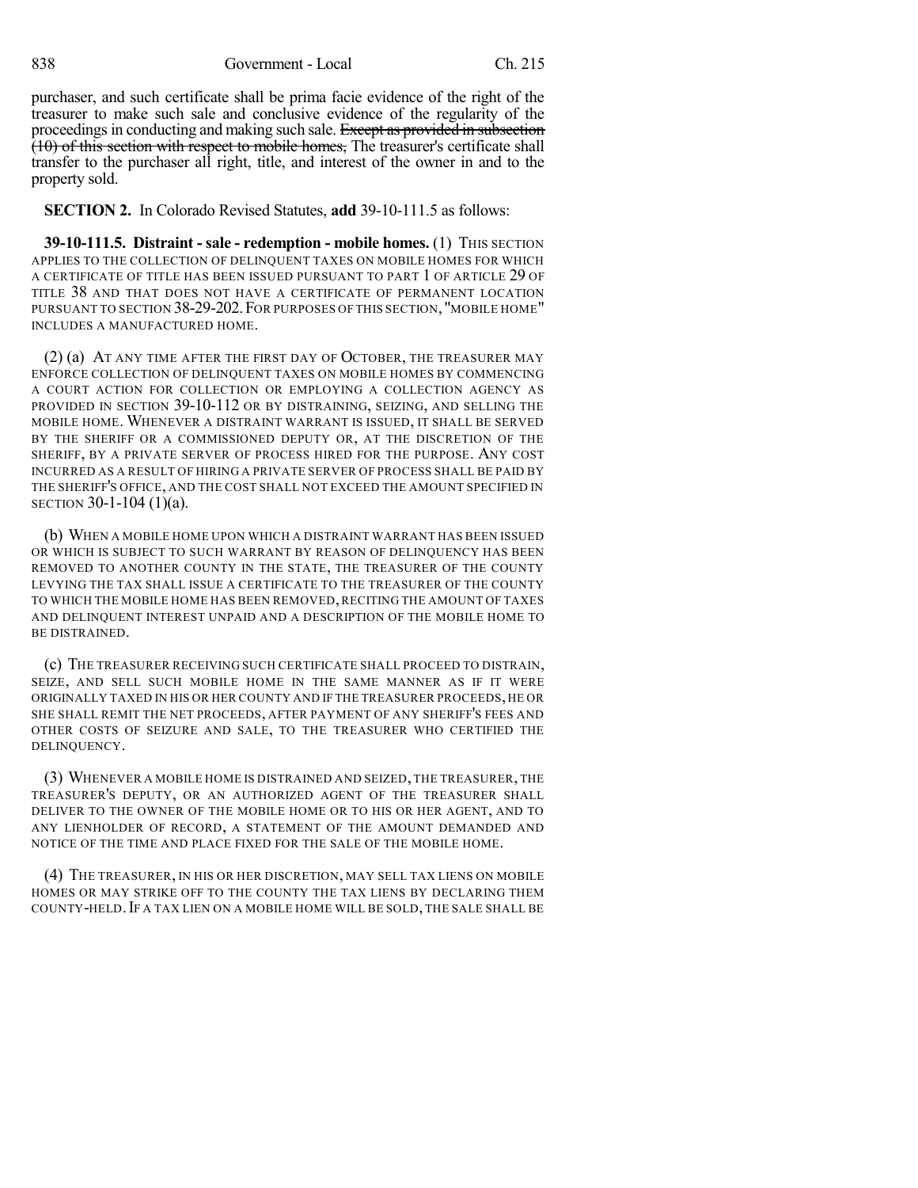purchaser, and such certificate shall be prima facie evidence of the right of the treasurer to make such sale and conclusive evidence of the regularity of the proceedings in conducting and making such sale. ~~Except as provided in subsection (10) of this section with respect to mobile homes,~~ The treasurer's certificate shall transfer to the purchaser all right, title, and interest of the owner in and to the property sold.

**SECTION 2.** In Colorado Revised Statutes, **add** 39-10-111.5 as follows:

**39-10-111.5. Distraint - sale - redemption - mobile homes.** (1) THIS SECTION APPLIES TO THE COLLECTION OF DELINQUENT TAXES ON MOBILE HOMES FOR WHICH A CERTIFICATE OF TITLE HAS BEEN ISSUED PURSUANT TO PART 1 OF ARTICLE 29 OF TITLE 38 AND THAT DOES NOT HAVE A CERTIFICATE OF PERMANENT LOCATION PURSUANT TO SECTION 38-29-202. FOR PURPOSES OF THIS SECTION, "MOBILE HOME" INCLUDES A MANUFACTURED HOME.

(2) (a) AT ANY TIME AFTER THE FIRST DAY OF OCTOBER, THE TREASURER MAY ENFORCE COLLECTION OF DELINQUENT TAXES ON MOBILE HOMES BY COMMENCING A COURT ACTION FOR COLLECTION OR EMPLOYING A COLLECTION AGENCY AS PROVIDED IN SECTION 39-10-112 OR BY DISTRAINING, SEIZING, AND SELLING THE MOBILE HOME. WHENEVER A DISTRAINT WARRANT IS ISSUED, IT SHALL BE SERVED BY THE SHERIFF OR A COMMISSIONED DEPUTY OR, AT THE DISCRETION OF THE SHERIFF, BY A PRIVATE SERVER OF PROCESS HIRED FOR THE PURPOSE. ANY COST INCURRED AS A RESULT OF HIRING A PRIVATE SERVER OF PROCESS SHALL BE PAID BY THE SHERIFF'S OFFICE, AND THE COST SHALL NOT EXCEED THE AMOUNT SPECIFIED IN SECTION 30-1-104 (1)(a).

(b) WHEN A MOBILE HOME UPON WHICH A DISTRAINT WARRANT HAS BEEN ISSUED OR WHICH IS SUBJECT TO SUCH WARRANT BY REASON OF DELINQUENCY HAS BEEN REMOVED TO ANOTHER COUNTY IN THE STATE, THE TREASURER OF THE COUNTY LEVYING THE TAX SHALL ISSUE A CERTIFICATE TO THE TREASURER OF THE COUNTY TO WHICH THE MOBILE HOME HAS BEEN REMOVED, RECITING THE AMOUNT OF TAXES AND DELINQUENT INTEREST UNPAID AND A DESCRIPTION OF THE MOBILE HOME TO BE DISTRAINED.

(c) THE TREASURER RECEIVING SUCH CERTIFICATE SHALL PROCEED TO DISTRAIN, SEIZE, AND SELL SUCH MOBILE HOME IN THE SAME MANNER AS IF IT WERE ORIGINALLY TAXED IN HIS OR HER COUNTY AND IF THE TREASURER PROCEEDS, HE OR SHE SHALL REMIT THE NET PROCEEDS, AFTER PAYMENT OF ANY SHERIFF'S FEES AND OTHER COSTS OF SEIZURE AND SALE, TO THE TREASURER WHO CERTIFIED THE DELINQUENCY.

(3) WHENEVER A MOBILE HOME IS DISTRAINED AND SEIZED, THE TREASURER, THE TREASURER'S DEPUTY, OR AN AUTHORIZED AGENT OF THE TREASURER SHALL DELIVER TO THE OWNER OF THE MOBILE HOME OR TO HIS OR HER AGENT, AND TO ANY LIENHOLDER OF RECORD, A STATEMENT OF THE AMOUNT DEMANDED AND NOTICE OF THE TIME AND PLACE FIXED FOR THE SALE OF THE MOBILE HOME.

(4) THE TREASURER, IN HIS OR HER DISCRETION, MAY SELL TAX LIENS ON MOBILE HOMES OR MAY STRIKE OFF TO THE COUNTY THE TAX LIENS BY DECLARING THEM COUNTY-HELD. IF A TAX LIEN ON A MOBILE HOME WILL BE SOLD, THE SALE SHALL BE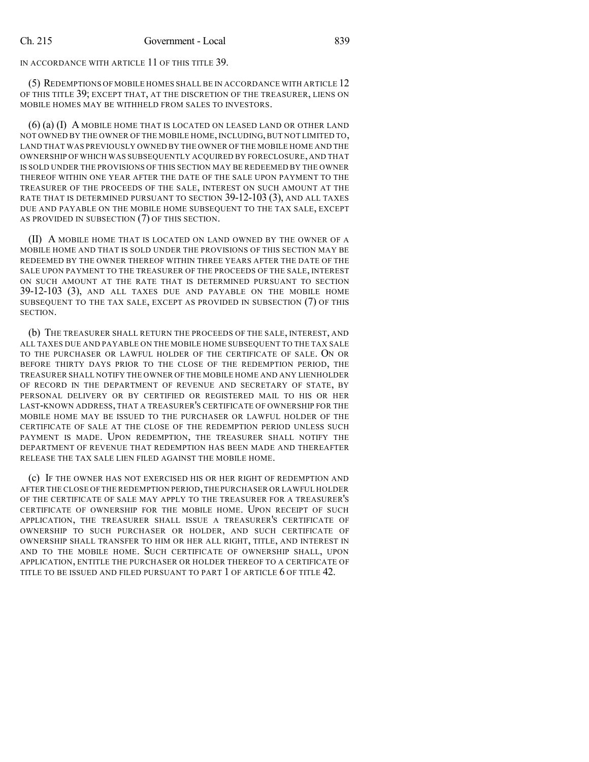IN ACCORDANCE WITH ARTICLE 11 OF THIS TITLE 39.

(5) REDEMPTIONS OF MOBILE HOMES SHALL BE IN ACCORDANCE WITH ARTICLE 12 OF THIS TITLE 39; EXCEPT THAT, AT THE DISCRETION OF THE TREASURER, LIENS ON MOBILE HOMES MAY BE WITHHELD FROM SALES TO INVESTORS.

(6) (a) (I) A MOBILE HOME THAT IS LOCATED ON LEASED LAND OR OTHER LAND NOT OWNED BY THE OWNER OF THE MOBILE HOME, INCLUDING, BUT NOT LIMITED TO, LAND THAT WAS PREVIOUSLY OWNED BY THE OWNER OF THE MOBILE HOME AND THE OWNERSHIP OF WHICH WAS SUBSEQUENTLY ACQUIRED BY FORECLOSURE, AND THAT IS SOLD UNDER THE PROVISIONS OF THIS SECTION MAY BE REDEEMED BY THE OWNER THEREOF WITHIN ONE YEAR AFTER THE DATE OF THE SALE UPON PAYMENT TO THE TREASURER OF THE PROCEEDS OF THE SALE, INTEREST ON SUCH AMOUNT AT THE RATE THAT IS DETERMINED PURSUANT TO SECTION 39-12-103 (3), AND ALL TAXES DUE AND PAYABLE ON THE MOBILE HOME SUBSEQUENT TO THE TAX SALE, EXCEPT AS PROVIDED IN SUBSECTION (7) OF THIS SECTION.

(II) A MOBILE HOME THAT IS LOCATED ON LAND OWNED BY THE OWNER OF A MOBILE HOME AND THAT IS SOLD UNDER THE PROVISIONS OF THIS SECTION MAY BE REDEEMED BY THE OWNER THEREOF WITHIN THREE YEARS AFTER THE DATE OF THE SALE UPON PAYMENT TO THE TREASURER OF THE PROCEEDS OF THE SALE, INTEREST ON SUCH AMOUNT AT THE RATE THAT IS DETERMINED PURSUANT TO SECTION 39-12-103 (3), AND ALL TAXES DUE AND PAYABLE ON THE MOBILE HOME SUBSEQUENT TO THE TAX SALE, EXCEPT AS PROVIDED IN SUBSECTION (7) OF THIS SECTION.

(b) THE TREASURER SHALL RETURN THE PROCEEDS OF THE SALE, INTEREST, AND ALL TAXES DUE AND PAYABLE ON THE MOBILE HOME SUBSEQUENT TO THE TAX SALE TO THE PURCHASER OR LAWFUL HOLDER OF THE CERTIFICATE OF SALE. ON OR BEFORE THIRTY DAYS PRIOR TO THE CLOSE OF THE REDEMPTION PERIOD, THE TREASURER SHALL NOTIFY THE OWNER OF THE MOBILE HOME AND ANY LIENHOLDER OF RECORD IN THE DEPARTMENT OF REVENUE AND SECRETARY OF STATE, BY PERSONAL DELIVERY OR BY CERTIFIED OR REGISTERED MAIL TO HIS OR HER LAST-KNOWN ADDRESS, THAT A TREASURER'S CERTIFICATE OF OWNERSHIP FOR THE MOBILE HOME MAY BE ISSUED TO THE PURCHASER OR LAWFUL HOLDER OF THE CERTIFICATE OF SALE AT THE CLOSE OF THE REDEMPTION PERIOD UNLESS SUCH PAYMENT IS MADE. UPON REDEMPTION, THE TREASURER SHALL NOTIFY THE DEPARTMENT OF REVENUE THAT REDEMPTION HAS BEEN MADE AND THEREAFTER RELEASE THE TAX SALE LIEN FILED AGAINST THE MOBILE HOME.

(c) IF THE OWNER HAS NOT EXERCISED HIS OR HER RIGHT OF REDEMPTION AND AFTER THE CLOSE OF THE REDEMPTION PERIOD, THE PURCHASER OR LAWFUL HOLDER OF THE CERTIFICATE OF SALE MAY APPLY TO THE TREASURER FOR A TREASURER'S CERTIFICATE OF OWNERSHIP FOR THE MOBILE HOME. UPON RECEIPT OF SUCH APPLICATION, THE TREASURER SHALL ISSUE A TREASURER'S CERTIFICATE OF OWNERSHIP TO SUCH PURCHASER OR HOLDER, AND SUCH CERTIFICATE OF OWNERSHIP SHALL TRANSFER TO HIM OR HER ALL RIGHT, TITLE, AND INTEREST IN AND TO THE MOBILE HOME. SUCH CERTIFICATE OF OWNERSHIP SHALL, UPON APPLICATION, ENTITLE THE PURCHASER OR HOLDER THEREOF TO A CERTIFICATE OF TITLE TO BE ISSUED AND FILED PURSUANT TO PART 1 OF ARTICLE 6 OF TITLE 42.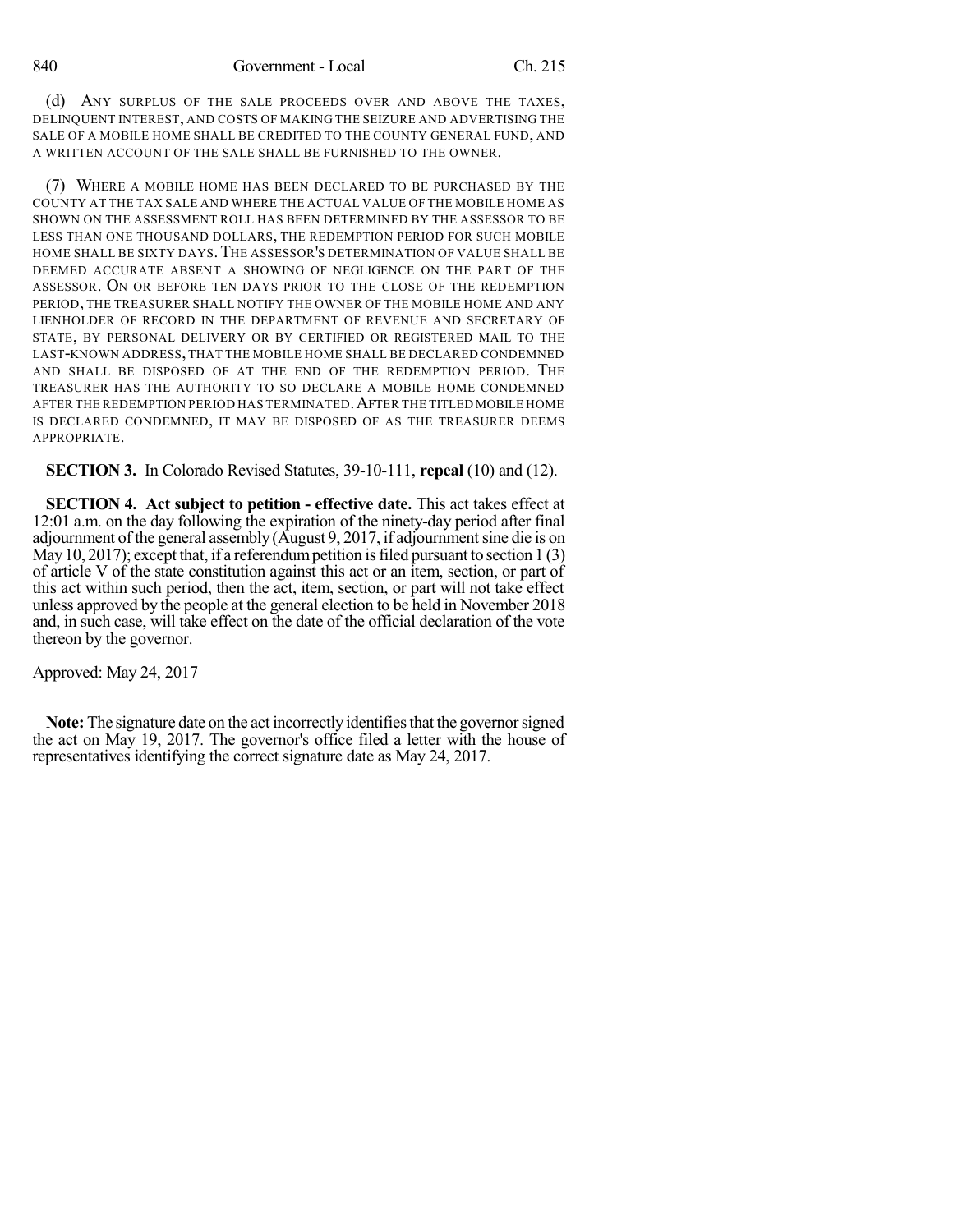(d) ANY SURPLUS OF THE SALE PROCEEDS OVER AND ABOVE THE TAXES, DELINQUENT INTEREST, AND COSTS OF MAKING THE SEIZURE AND ADVERTISING THE SALE OF A MOBILE HOME SHALL BE CREDITED TO THE COUNTY GENERAL FUND, AND A WRITTEN ACCOUNT OF THE SALE SHALL BE FURNISHED TO THE OWNER.

(7) WHERE A MOBILE HOME HAS BEEN DECLARED TO BE PURCHASED BY THE COUNTY AT THE TAX SALE AND WHERE THE ACTUAL VALUE OF THE MOBILE HOME AS SHOWN ON THE ASSESSMENT ROLL HAS BEEN DETERMINED BY THE ASSESSOR TO BE LESS THAN ONE THOUSAND DOLLARS, THE REDEMPTION PERIOD FOR SUCH MOBILE HOME SHALL BE SIXTY DAYS. THE ASSESSOR'S DETERMINATION OF VALUE SHALL BE DEEMED ACCURATE ABSENT A SHOWING OF NEGLIGENCE ON THE PART OF THE ASSESSOR. ON OR BEFORE TEN DAYS PRIOR TO THE CLOSE OF THE REDEMPTION PERIOD, THE TREASURER SHALL NOTIFY THE OWNER OF THE MOBILE HOME AND ANY LIENHOLDER OF RECORD IN THE DEPARTMENT OF REVENUE AND SECRETARY OF STATE, BY PERSONAL DELIVERY OR BY CERTIFIED OR REGISTERED MAIL TO THE LAST-KNOWN ADDRESS, THAT THE MOBILE HOME SHALL BE DECLARED CONDEMNED AND SHALL BE DISPOSED OF AT THE END OF THE REDEMPTION PERIOD. THE TREASURER HAS THE AUTHORITY TO SO DECLARE A MOBILE HOME CONDEMNED AFTER THE REDEMPTION PERIOD HAS TERMINATED. AFTER THE TITLED MOBILE HOME IS DECLARED CONDEMNED, IT MAY BE DISPOSED OF AS THE TREASURER DEEMS APPROPRIATE.

**SECTION 3.** In Colorado Revised Statutes, 39-10-111, **repeal** (10) and (12).

**SECTION 4. Act subject to petition - effective date.** This act takes effect at 12:01 a.m. on the day following the expiration of the ninety-day period after final adjournment of the general assembly (August 9, 2017, if adjournment sine die is on May 10, 2017); except that, if a referendum petition is filed pursuant to section 1 (3) of article V of the state constitution against this act or an item, section, or part of this act within such period, then the act, item, section, or part will not take effect unless approved by the people at the general election to be held in November 2018 and, in such case, will take effect on the date of the official declaration of the vote thereon by the governor.

Approved: May 24, 2017

**Note:** The signature date on the act incorrectly identifies that the governor signed the act on May 19, 2017. The governor's office filed a letter with the house of representatives identifying the correct signature date as May 24, 2017.